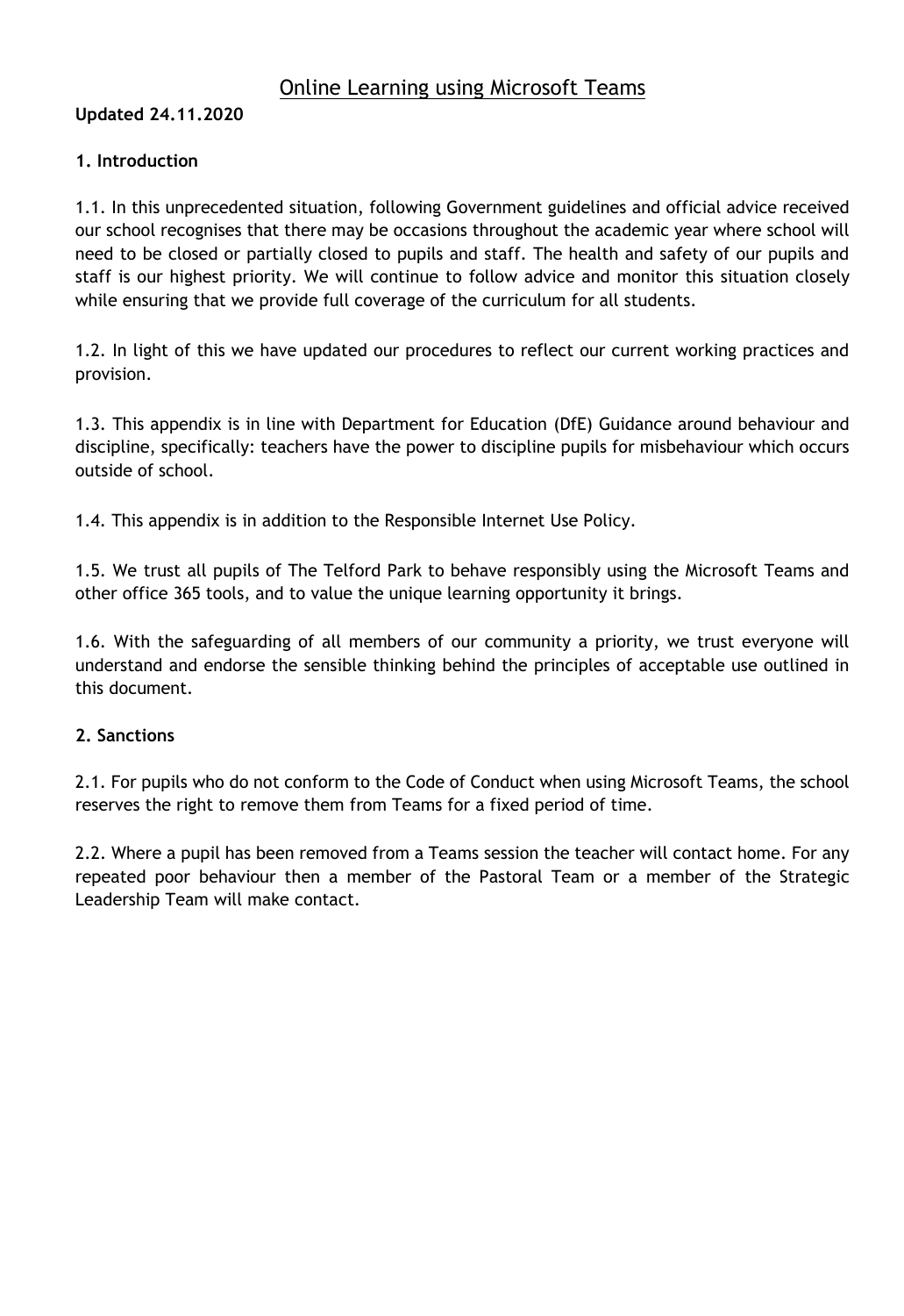# Online Learning using Microsoft Teams

**Updated 24.11.2020**

**1. Introduction**

1.1. In this unprecedented situation, following Government guidelines and official advice received our school recognises that there may be occasions throughout the academic year where school will need to be closed or partially closed to pupils and staff. The health and safety of our pupils and staff is our highest priority. We will continue to follow advice and monitor this situation closely while ensuring that we provide full coverage of the curriculum for all students.

1.2. In light of this we have updated our procedures to reflect our current working practices and provision.

1.3. This appendix is in line with Department for Education (DfE) Guidance around behaviour and discipline, specifically: teachers have the power to discipline pupils for misbehaviour which occurs outside of school.

1.4. This appendix is in addition to the Responsible Internet Use Policy.

1.5. We trust all pupils of The Telford Park to behave responsibly using the Microsoft Teams and other office 365 tools, and to value the unique learning opportunity it brings.

1.6. With the safeguarding of all members of our community a priority, we trust everyone will understand and endorse the sensible thinking behind the principles of acceptable use outlined in this document.

**2. Sanctions**

2.1. For pupils who do not conform to the Code of Conduct when using Microsoft Teams, the school reserves the right to remove them from Teams for a fixed period of time.

2.2. Where a pupil has been removed from a Teams session the teacher will contact home. For any repeated poor behaviour then a member of the Pastoral Team or a member of the Strategic Leadership Team will make contact.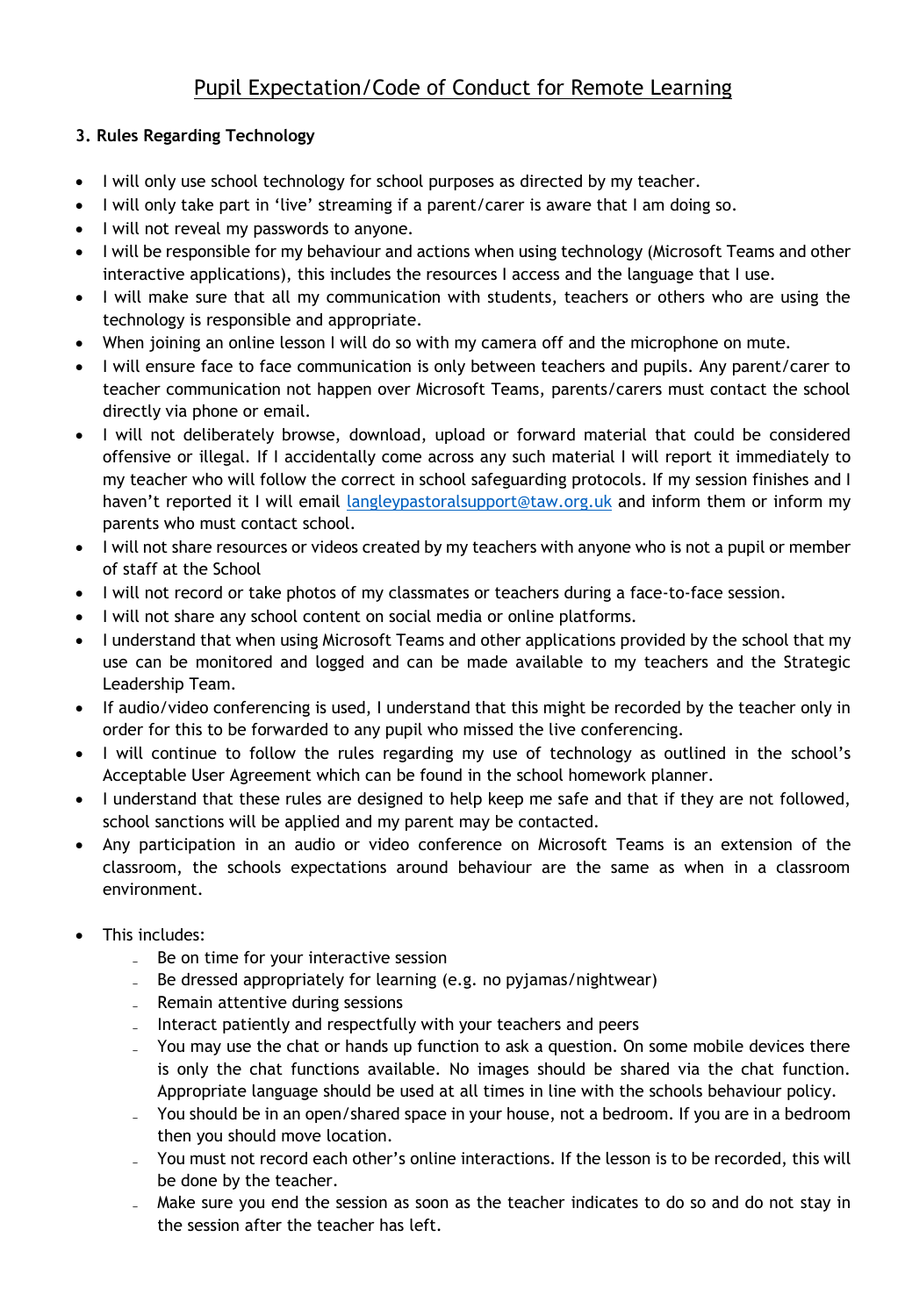# Pupil Expectation/Code of Conduct for Remote Learning

**3. Rules Regarding Technology**

- I will only use school technology for school purposes as directed by my teacher.
- I will only take part in 'live' streaming if a parent/carer is aware that I am doing so.
- I will not reveal my passwords to anyone.
- I will be responsible for my behaviour and actions when using technology (Microsoft Teams and other interactive applications), this includes the resources I access and the language that I use.
- I will make sure that all my communication with students, teachers or others who are using the technology is responsible and appropriate.
- When joining an online lesson I will do so with my camera off and the microphone on mute.
- I will ensure face to face communication is only between teachers and pupils. Any parent/carer to teacher communication not happen over Microsoft Teams, parents/carers must contact the school directly via phone or email.
- I will not deliberately browse, download, upload or forward material that could be considered offensive or illegal. If I accidentally come across any such material I will report it immediately to my teacher who will follow the correct in school safeguarding protocols. If my session finishes and I haven't reported it I will email [langleypastoralsupport@taw.org.uk](mailto:langleypastoralsupport@taw.org.uk) and inform them or inform my parents who must contact school.
- I will not share resources or videos created by my teachers with anyone who is not a pupil or member of staff at the School
- I will not record or take photos of my classmates or teachers during a face-to-face session.
- I will not share any school content on social media or online platforms.
- I understand that when using Microsoft Teams and other applications provided by the school that my use can be monitored and logged and can be made available to my teachers and the Strategic Leadership Team.
- If audio/video conferencing is used, I understand that this might be recorded by the teacher only in order for this to be forwarded to any pupil who missed the live conferencing.
- I will continue to follow the rules regarding my use of technology as outlined in the school's Acceptable User Agreement which can be found in the school homework planner.
- I understand that these rules are designed to help keep me safe and that if they are not followed, school sanctions will be applied and my parent may be contacted.
- Any participation in an audio or video conference on Microsoft Teams is an extension of the classroom, the schools expectations around behaviour are the same as when in a classroom environment.

- This includes:
  - Be on time for your interactive session
  - Be dressed appropriately for learning (e.g. no pyjamas/nightwear)
  - Remain attentive during sessions
  - Interact patiently and respectfully with your teachers and peers
  - You may use the chat or hands up function to ask a question. On some mobile devices there is only the chat functions available. No images should be shared via the chat function. Appropriate language should be used at all times in line with the schools behaviour policy.
  - You should be in an open/shared space in your house, not a bedroom. If you are in a bedroom then you should move location.
  - You must not record each other's online interactions. If the lesson is to be recorded, this will be done by the teacher.
  - Make sure you end the session as soon as the teacher indicates to do so and do not stay in the session after the teacher has left.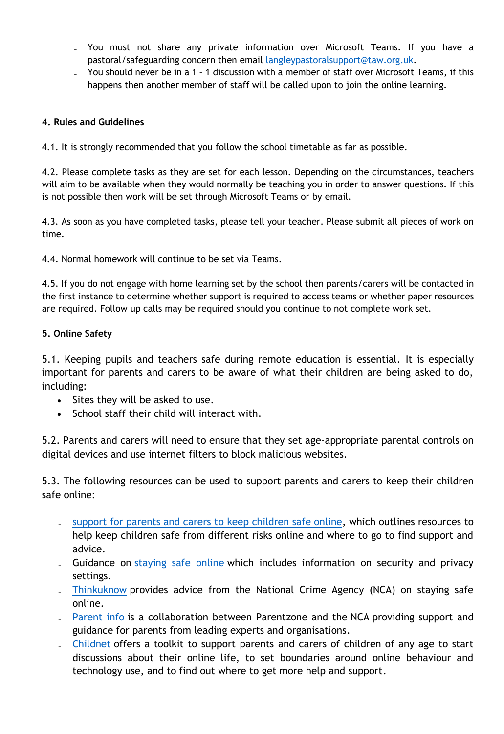- You must not share any private information over Microsoft Teams. If you have a pastoral/safeguarding concern then email langleypastoralsupport@taw.org.uk.
- You should never be in a 1 – 1 discussion with a member of staff over Microsoft Teams, if this happens then another member of staff will be called upon to join the online learning.

**4. Rules and Guidelines**

4.1. It is strongly recommended that you follow the school timetable as far as possible.

4.2. Please complete tasks as they are set for each lesson. Depending on the circumstances, teachers will aim to be available when they would normally be teaching you in order to answer questions. If this is not possible then work will be set through Microsoft Teams or by email.

4.3. As soon as you have completed tasks, please tell your teacher. Please submit all pieces of work on time.

4.4. Normal homework will continue to be set via Teams.

4.5. If you do not engage with home learning set by the school then parents/carers will be contacted in the first instance to determine whether support is required to access teams or whether paper resources are required. Follow up calls may be required should you continue to not complete work set.

**5. Online Safety**

5.1. Keeping pupils and teachers safe during remote education is essential. It is especially important for parents and carers to be aware of what their children are being asked to do, including:

- Sites they will be asked to use.
- School staff their child will interact with.

5.2. Parents and carers will need to ensure that they set age-appropriate parental controls on digital devices and use internet filters to block malicious websites.

5.3. The following resources can be used to support parents and carers to keep their children safe online:

- support for parents and carers to keep children safe online, which outlines resources to help keep children safe from different risks online and where to go to find support and advice.
- Guidance on staying safe online which includes information on security and privacy settings.
- Thinkuknow provides advice from the National Crime Agency (NCA) on staying safe online.
- Parent info is a collaboration between Parentzone and the NCA providing support and guidance for parents from leading experts and organisations.
- Childnet offers a toolkit to support parents and carers of children of any age to start discussions about their online life, to set boundaries around online behaviour and technology use, and to find out where to get more help and support.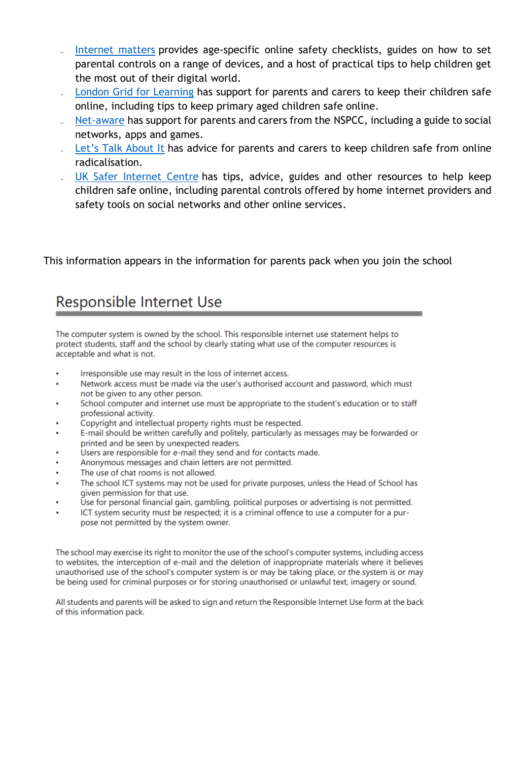- Internet matters provides age-specific online safety checklists, guides on how to set parental controls on a range of devices, and a host of practical tips to help children get the most out of their digital world.
- London Grid for Learning has support for parents and carers to keep their children safe online, including tips to keep primary aged children safe online.
- Net-aware has support for parents and carers from the NSPCC, including a guide to social networks, apps and games.
- Let's Talk About It has advice for parents and carers to keep children safe from online radicalisation.
- UK Safer Internet Centre has tips, advice, guides and other resources to help keep children safe online, including parental controls offered by home internet providers and safety tools on social networks and other online services.

This information appears in the information for parents pack when you join the school

## Responsible Internet Use

The computer system is owned by the school. This responsible internet use statement helps to protect students, staff and the school by clearly stating what use of the computer resources is acceptable and what is not.

- Irresponsible use may result in the loss of internet access.
- Network access must be made via the user's authorised account and password, which must not be given to any other person.
- School computer and internet use must be appropriate to the student's education or to staff professional activity.
- Copyright and intellectual property rights must be respected.
- E-mail should be written carefully and politely, particularly as messages may be forwarded or printed and be seen by unexpected readers.
- Users are responsible for e-mail they send and for contacts made.
- Anonymous messages and chain letters are not permitted.
- The use of chat rooms is not allowed.
- The school ICT systems may not be used for private purposes, unless the Head of School has given permission for that use.
- Use for personal financial gain, gambling, political purposes or advertising is not permitted.
- ICT system security must be respected; it is a criminal offence to use a computer for a purpose not permitted by the system owner.

The school may exercise its right to monitor the use of the school's computer systems, including access to websites, the interception of e-mail and the deletion of inappropriate materials where it believes unauthorised use of the school's computer system is or may be taking place, or the system is or may be being used for criminal purposes or for storing unauthorised or unlawful text, imagery or sound.

All students and parents will be asked to sign and return the Responsible Internet Use form at the back of this information pack.